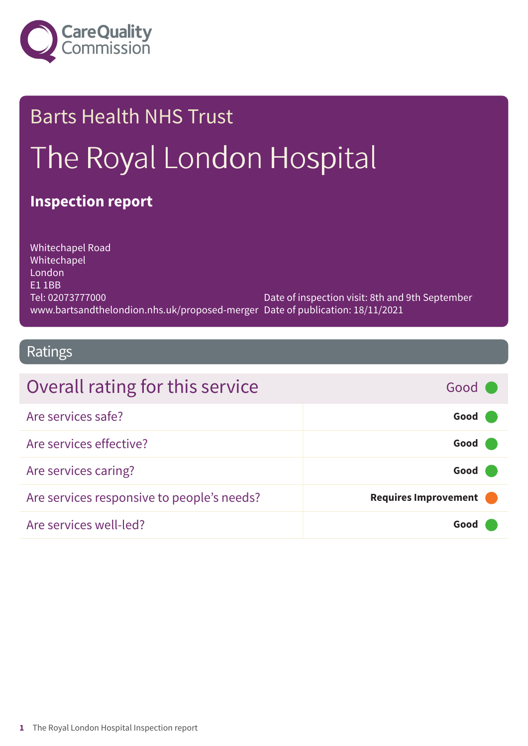Care Quality Commission

# Barts Health NHS Trust

# The Royal London Hospital

## Inspection report

Whitechapel Road
Whitechapel
London
E1 1BB
Tel: 02073777000
www.bartsandthelondion.nhs.uk/proposed-merger

Date of inspection visit: 8th and 9th September
Date of publication: 18/11/2021

## Ratings

| Overall rating for this service | Good |
|---|---|
| Are services safe? | **Good** |
| Are services effective? | **Good** |
| Are services caring? | **Good** |
| Are services responsive to people's needs? | **Requires Improvement** |
| Are services well-led? | **Good** |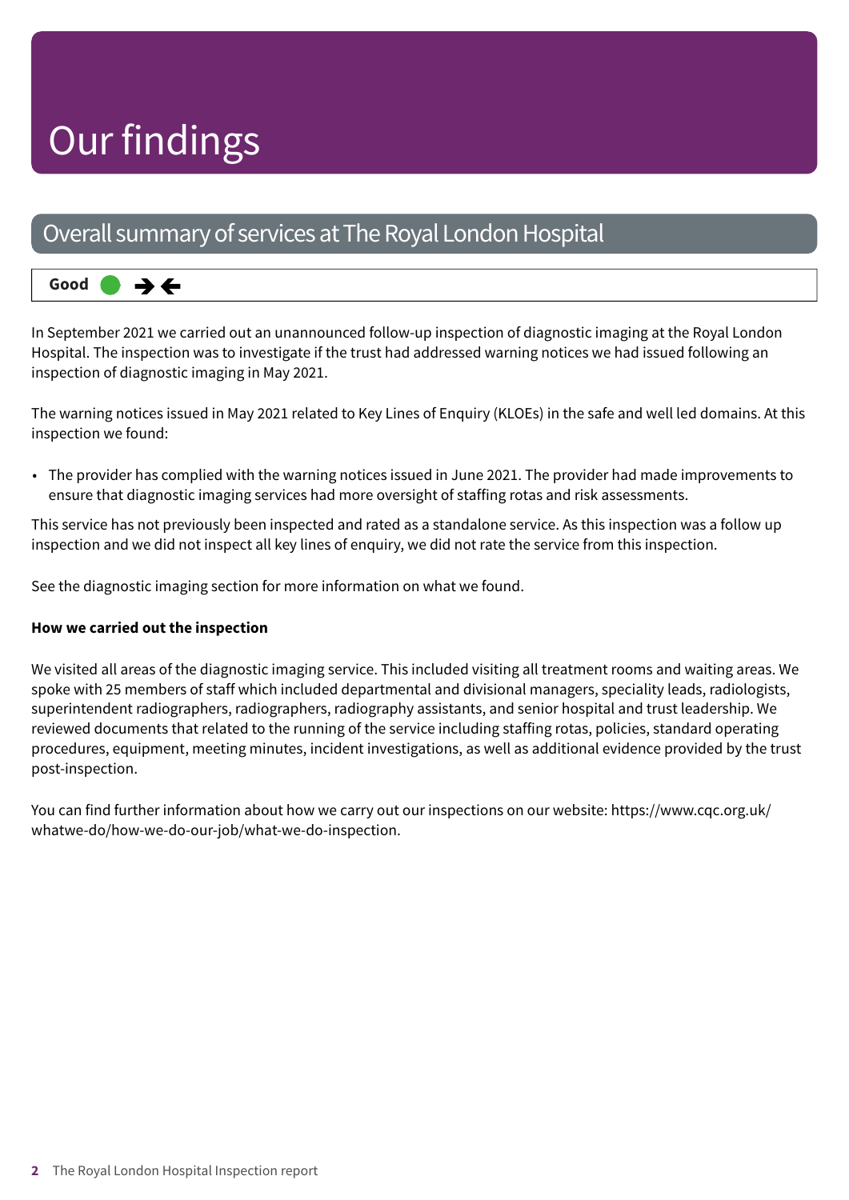# Our findings

## Overall summary of services at The Royal London Hospital

**Good** ● →←

In September 2021 we carried out an unannounced follow-up inspection of diagnostic imaging at the Royal London Hospital. The inspection was to investigate if the trust had addressed warning notices we had issued following an inspection of diagnostic imaging in May 2021.

The warning notices issued in May 2021 related to Key Lines of Enquiry (KLOEs) in the safe and well led domains. At this inspection we found:

- The provider has complied with the warning notices issued in June 2021. The provider had made improvements to ensure that diagnostic imaging services had more oversight of staffing rotas and risk assessments.

This service has not previously been inspected and rated as a standalone service. As this inspection was a follow up inspection and we did not inspect all key lines of enquiry, we did not rate the service from this inspection.

See the diagnostic imaging section for more information on what we found.

**How we carried out the inspection**

We visited all areas of the diagnostic imaging service. This included visiting all treatment rooms and waiting areas. We spoke with 25 members of staff which included departmental and divisional managers, speciality leads, radiologists, superintendent radiographers, radiographers, radiography assistants, and senior hospital and trust leadership. We reviewed documents that related to the running of the service including staffing rotas, policies, standard operating procedures, equipment, meeting minutes, incident investigations, as well as additional evidence provided by the trust post-inspection.

You can find further information about how we carry out our inspections on our website: https://www.cqc.org.uk/whatwe-do/how-we-do-our-job/what-we-do-inspection.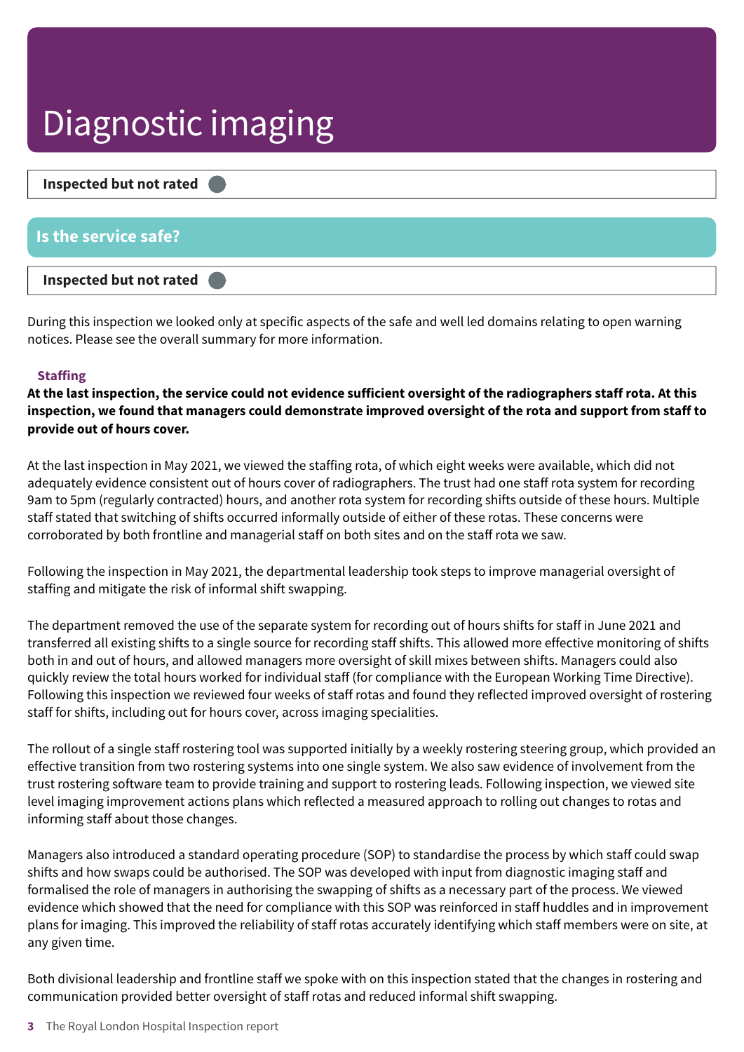# Diagnostic imaging

**Inspected but not rated**

## Is the service safe?

**Inspected but not rated**

During this inspection we looked only at specific aspects of the safe and well led domains relating to open warning notices. Please see the overall summary for more information.

### Staffing

**At the last inspection, the service could not evidence sufficient oversight of the radiographers staff rota. At this inspection, we found that managers could demonstrate improved oversight of the rota and support from staff to provide out of hours cover.**

At the last inspection in May 2021, we viewed the staffing rota, of which eight weeks were available, which did not adequately evidence consistent out of hours cover of radiographers. The trust had one staff rota system for recording 9am to 5pm (regularly contracted) hours, and another rota system for recording shifts outside of these hours. Multiple staff stated that switching of shifts occurred informally outside of either of these rotas. These concerns were corroborated by both frontline and managerial staff on both sites and on the staff rota we saw.

Following the inspection in May 2021, the departmental leadership took steps to improve managerial oversight of staffing and mitigate the risk of informal shift swapping.

The department removed the use of the separate system for recording out of hours shifts for staff in June 2021 and transferred all existing shifts to a single source for recording staff shifts. This allowed more effective monitoring of shifts both in and out of hours, and allowed managers more oversight of skill mixes between shifts. Managers could also quickly review the total hours worked for individual staff (for compliance with the European Working Time Directive). Following this inspection we reviewed four weeks of staff rotas and found they reflected improved oversight of rostering staff for shifts, including out for hours cover, across imaging specialities.

The rollout of a single staff rostering tool was supported initially by a weekly rostering steering group, which provided an effective transition from two rostering systems into one single system. We also saw evidence of involvement from the trust rostering software team to provide training and support to rostering leads. Following inspection, we viewed site level imaging improvement actions plans which reflected a measured approach to rolling out changes to rotas and informing staff about those changes.

Managers also introduced a standard operating procedure (SOP) to standardise the process by which staff could swap shifts and how swaps could be authorised. The SOP was developed with input from diagnostic imaging staff and formalised the role of managers in authorising the swapping of shifts as a necessary part of the process. We viewed evidence which showed that the need for compliance with this SOP was reinforced in staff huddles and in improvement plans for imaging. This improved the reliability of staff rotas accurately identifying which staff members were on site, at any given time.

Both divisional leadership and frontline staff we spoke with on this inspection stated that the changes in rostering and communication provided better oversight of staff rotas and reduced informal shift swapping.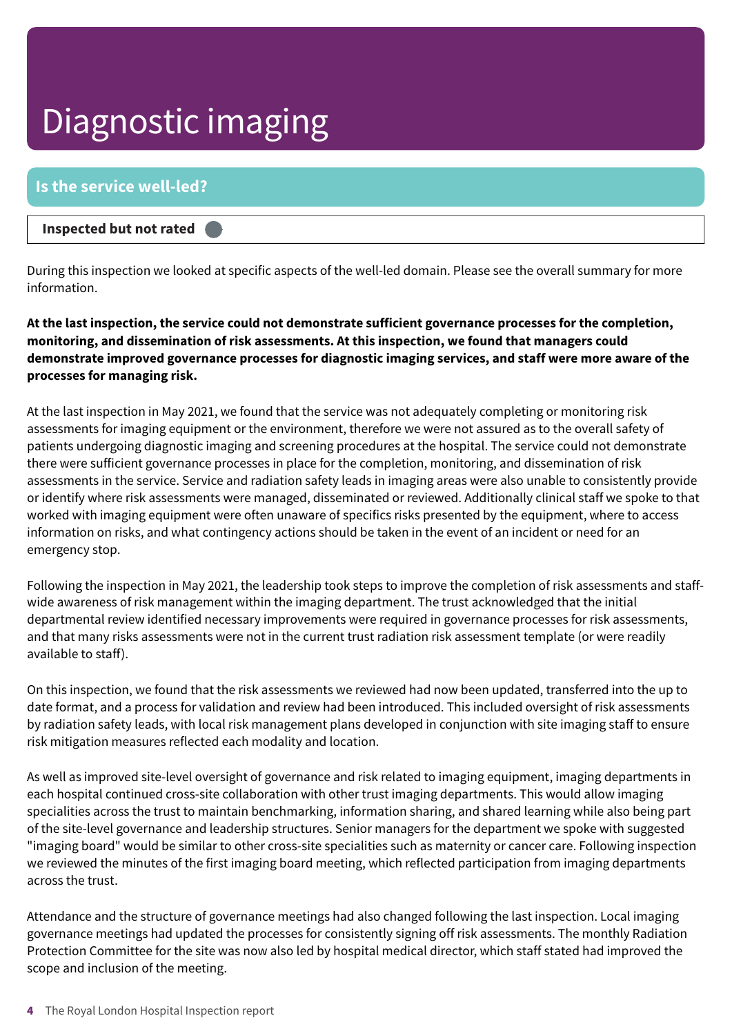# Diagnostic imaging

## Is the service well-led?

**Inspected but not rated**

During this inspection we looked at specific aspects of the well-led domain. Please see the overall summary for more information.

**At the last inspection, the service could not demonstrate sufficient governance processes for the completion, monitoring, and dissemination of risk assessments. At this inspection, we found that managers could demonstrate improved governance processes for diagnostic imaging services, and staff were more aware of the processes for managing risk.**

At the last inspection in May 2021, we found that the service was not adequately completing or monitoring risk assessments for imaging equipment or the environment, therefore we were not assured as to the overall safety of patients undergoing diagnostic imaging and screening procedures at the hospital. The service could not demonstrate there were sufficient governance processes in place for the completion, monitoring, and dissemination of risk assessments in the service. Service and radiation safety leads in imaging areas were also unable to consistently provide or identify where risk assessments were managed, disseminated or reviewed. Additionally clinical staff we spoke to that worked with imaging equipment were often unaware of specifics risks presented by the equipment, where to access information on risks, and what contingency actions should be taken in the event of an incident or need for an emergency stop.

Following the inspection in May 2021, the leadership took steps to improve the completion of risk assessments and staff-wide awareness of risk management within the imaging department. The trust acknowledged that the initial departmental review identified necessary improvements were required in governance processes for risk assessments, and that many risks assessments were not in the current trust radiation risk assessment template (or were readily available to staff).

On this inspection, we found that the risk assessments we reviewed had now been updated, transferred into the up to date format, and a process for validation and review had been introduced. This included oversight of risk assessments by radiation safety leads, with local risk management plans developed in conjunction with site imaging staff to ensure risk mitigation measures reflected each modality and location.

As well as improved site-level oversight of governance and risk related to imaging equipment, imaging departments in each hospital continued cross-site collaboration with other trust imaging departments. This would allow imaging specialities across the trust to maintain benchmarking, information sharing, and shared learning while also being part of the site-level governance and leadership structures. Senior managers for the department we spoke with suggested "imaging board" would be similar to other cross-site specialities such as maternity or cancer care. Following inspection we reviewed the minutes of the first imaging board meeting, which reflected participation from imaging departments across the trust.

Attendance and the structure of governance meetings had also changed following the last inspection. Local imaging governance meetings had updated the processes for consistently signing off risk assessments. The monthly Radiation Protection Committee for the site was now also led by hospital medical director, which staff stated had improved the scope and inclusion of the meeting.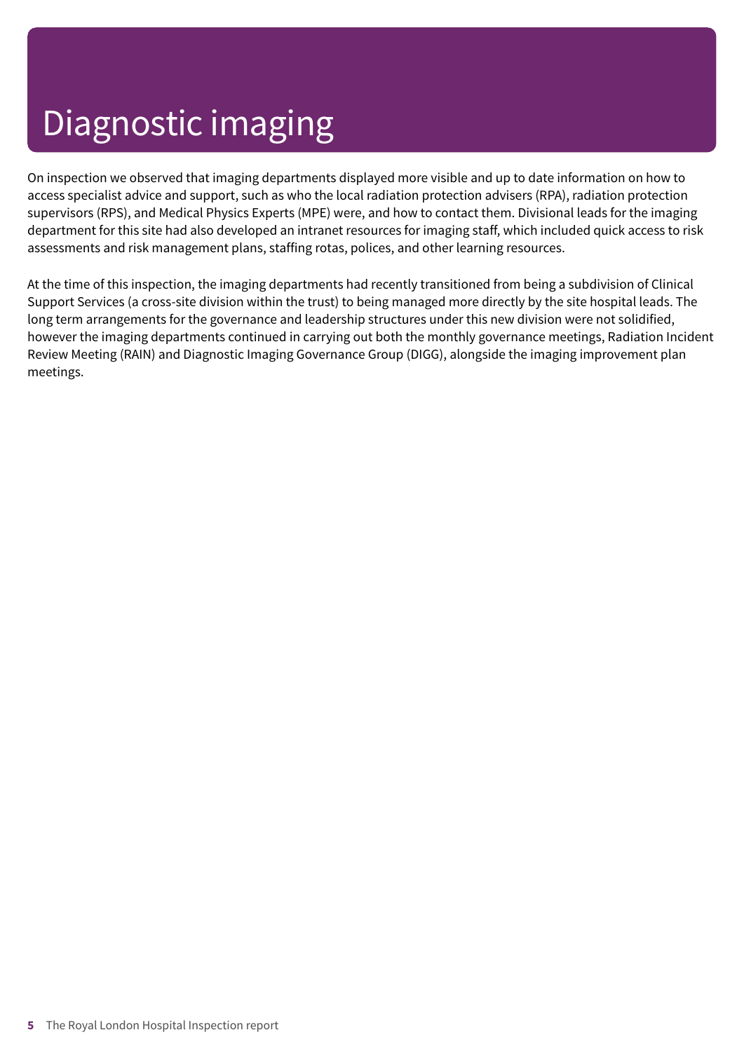# Diagnostic imaging

On inspection we observed that imaging departments displayed more visible and up to date information on how to access specialist advice and support, such as who the local radiation protection advisers (RPA), radiation protection supervisors (RPS), and Medical Physics Experts (MPE) were, and how to contact them. Divisional leads for the imaging department for this site had also developed an intranet resources for imaging staff, which included quick access to risk assessments and risk management plans, staffing rotas, polices, and other learning resources.

At the time of this inspection, the imaging departments had recently transitioned from being a subdivision of Clinical Support Services (a cross-site division within the trust) to being managed more directly by the site hospital leads. The long term arrangements for the governance and leadership structures under this new division were not solidified, however the imaging departments continued in carrying out both the monthly governance meetings, Radiation Incident Review Meeting (RAIN) and Diagnostic Imaging Governance Group (DIGG), alongside the imaging improvement plan meetings.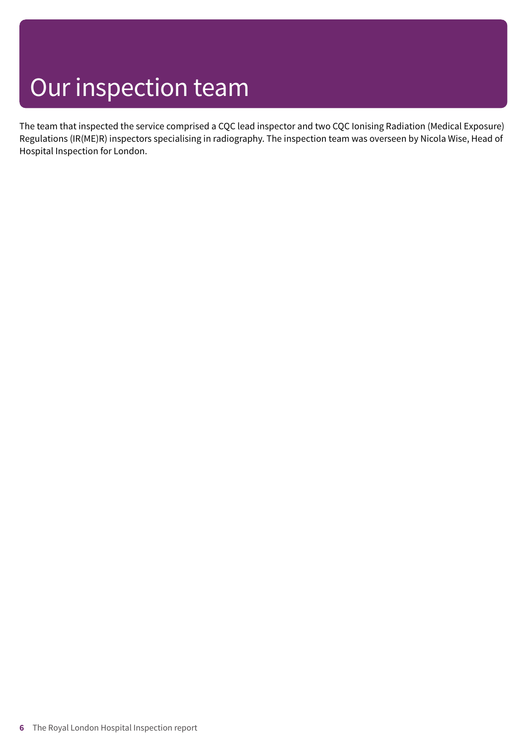# Our inspection team

The team that inspected the service comprised a CQC lead inspector and two CQC Ionising Radiation (Medical Exposure) Regulations (IR(ME)R) inspectors specialising in radiography. The inspection team was overseen by Nicola Wise, Head of Hospital Inspection for London.